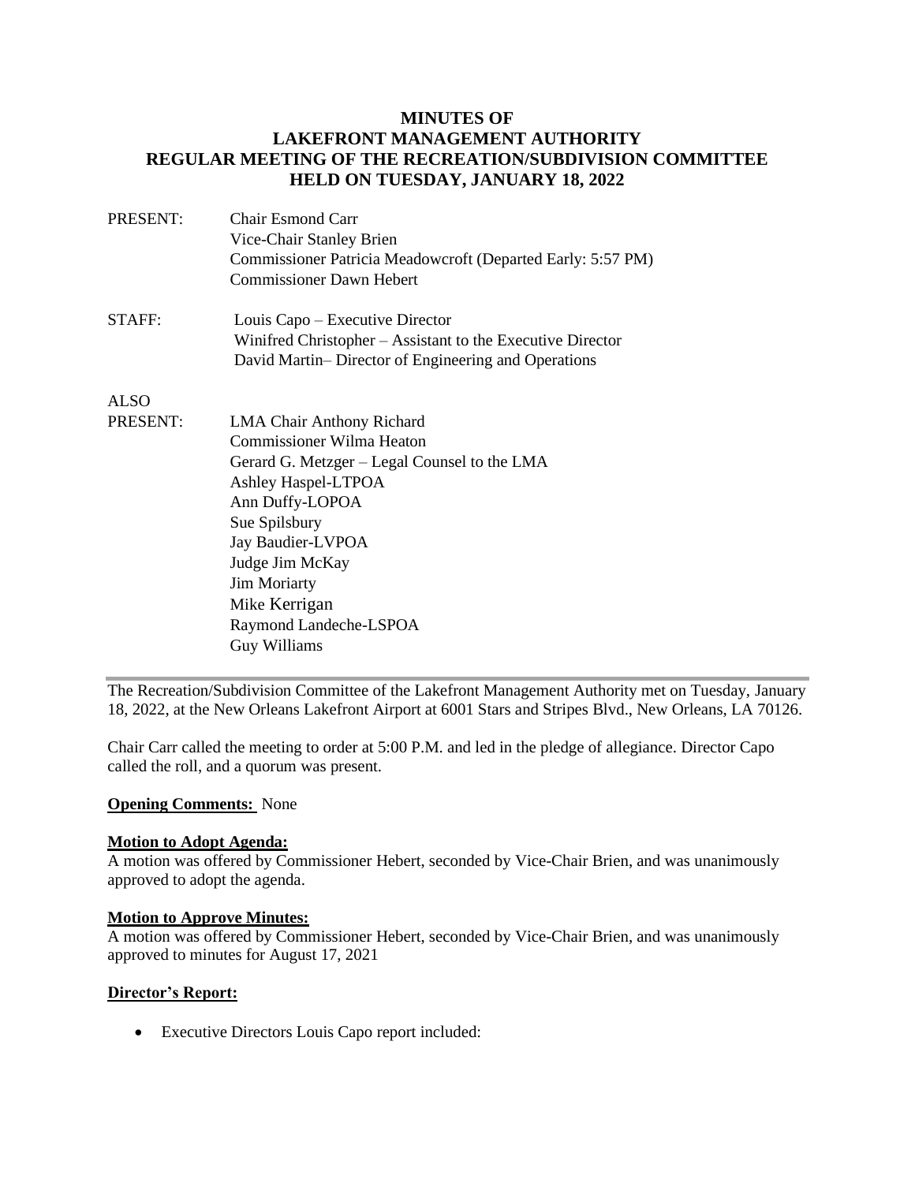# MINUTES OF LAKEFRONT MANAGEMENT AUTHORITY REGULAR MEETING OF THE RECREATION/SUBDIVISION COMMITTEE HELD ON TUESDAY, JANUARY 18, 2022

PRESENT: Chair Esmond Carr
Vice-Chair Stanley Brien
Commissioner Patricia Meadowcroft (Departed Early: 5:57 PM)
Commissioner Dawn Hebert

STAFF: Louis Capo – Executive Director
Winifred Christopher – Assistant to the Executive Director
David Martin– Director of Engineering and Operations

ALSO PRESENT: LMA Chair Anthony Richard
Commissioner Wilma Heaton
Gerard G. Metzger – Legal Counsel to the LMA
Ashley Haspel-LTPOA
Ann Duffy-LOPOA
Sue Spilsbury
Jay Baudier-LVPOA
Judge Jim McKay
Jim Moriarty
Mike Kerrigan
Raymond Landeche-LSPOA
Guy Williams

---

The Recreation/Subdivision Committee of the Lakefront Management Authority met on Tuesday, January 18, 2022, at the New Orleans Lakefront Airport at 6001 Stars and Stripes Blvd., New Orleans, LA 70126.

Chair Carr called the meeting to order at 5:00 P.M. and led in the pledge of allegiance. Director Capo called the roll, and a quorum was present.

**Opening Comments:** None

**Motion to Adopt Agenda:**
A motion was offered by Commissioner Hebert, seconded by Vice-Chair Brien, and was unanimously approved to adopt the agenda.

**Motion to Approve Minutes:**
A motion was offered by Commissioner Hebert, seconded by Vice-Chair Brien, and was unanimously approved to minutes for August 17, 2021

**Director's Report:**

- Executive Directors Louis Capo report included: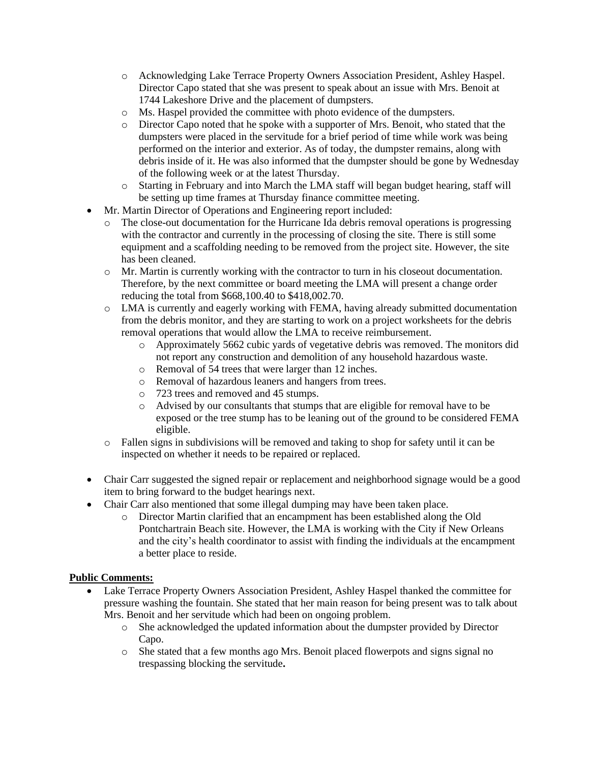- Acknowledging Lake Terrace Property Owners Association President, Ashley Haspel. Director Capo stated that she was present to speak about an issue with Mrs. Benoit at 1744 Lakeshore Drive and the placement of dumpsters.
  - Ms. Haspel provided the committee with photo evidence of the dumpsters.
  - Director Capo noted that he spoke with a supporter of Mrs. Benoit, who stated that the dumpsters were placed in the servitude for a brief period of time while work was being performed on the interior and exterior. As of today, the dumpster remains, along with debris inside of it. He was also informed that the dumpster should be gone by Wednesday of the following week or at the latest Thursday.
  - Starting in February and into March the LMA staff will began budget hearing, staff will be setting up time frames at Thursday finance committee meeting.
- Mr. Martin Director of Operations and Engineering report included:
  - The close-out documentation for the Hurricane Ida debris removal operations is progressing with the contractor and currently in the processing of closing the site. There is still some equipment and a scaffolding needing to be removed from the project site. However, the site has been cleaned.
  - Mr. Martin is currently working with the contractor to turn in his closeout documentation. Therefore, by the next committee or board meeting the LMA will present a change order reducing the total from $668,100.40 to $418,002.70.
  - LMA is currently and eagerly working with FEMA, having already submitted documentation from the debris monitor, and they are starting to work on a project worksheets for the debris removal operations that would allow the LMA to receive reimbursement.
    - Approximately 5662 cubic yards of vegetative debris was removed. The monitors did not report any construction and demolition of any household hazardous waste.
    - Removal of 54 trees that were larger than 12 inches.
    - Removal of hazardous leaners and hangers from trees.
    - 723 trees and removed and 45 stumps.
    - Advised by our consultants that stumps that are eligible for removal have to be exposed or the tree stump has to be leaning out of the ground to be considered FEMA eligible.
  - Fallen signs in subdivisions will be removed and taking to shop for safety until it can be inspected on whether it needs to be repaired or replaced.

- Chair Carr suggested the signed repair or replacement and neighborhood signage would be a good item to bring forward to the budget hearings next.
- Chair Carr also mentioned that some illegal dumping may have been taken place.
  - Director Martin clarified that an encampment has been established along the Old Pontchartrain Beach site. However, the LMA is working with the City if New Orleans and the city's health coordinator to assist with finding the individuals at the encampment a better place to reside.

**Public Comments:**

- Lake Terrace Property Owners Association President, Ashley Haspel thanked the committee for pressure washing the fountain. She stated that her main reason for being present was to talk about Mrs. Benoit and her servitude which had been on ongoing problem.
  - She acknowledged the updated information about the dumpster provided by Director Capo.
  - She stated that a few months ago Mrs. Benoit placed flowerpots and signs signal no trespassing blocking the servitude**.**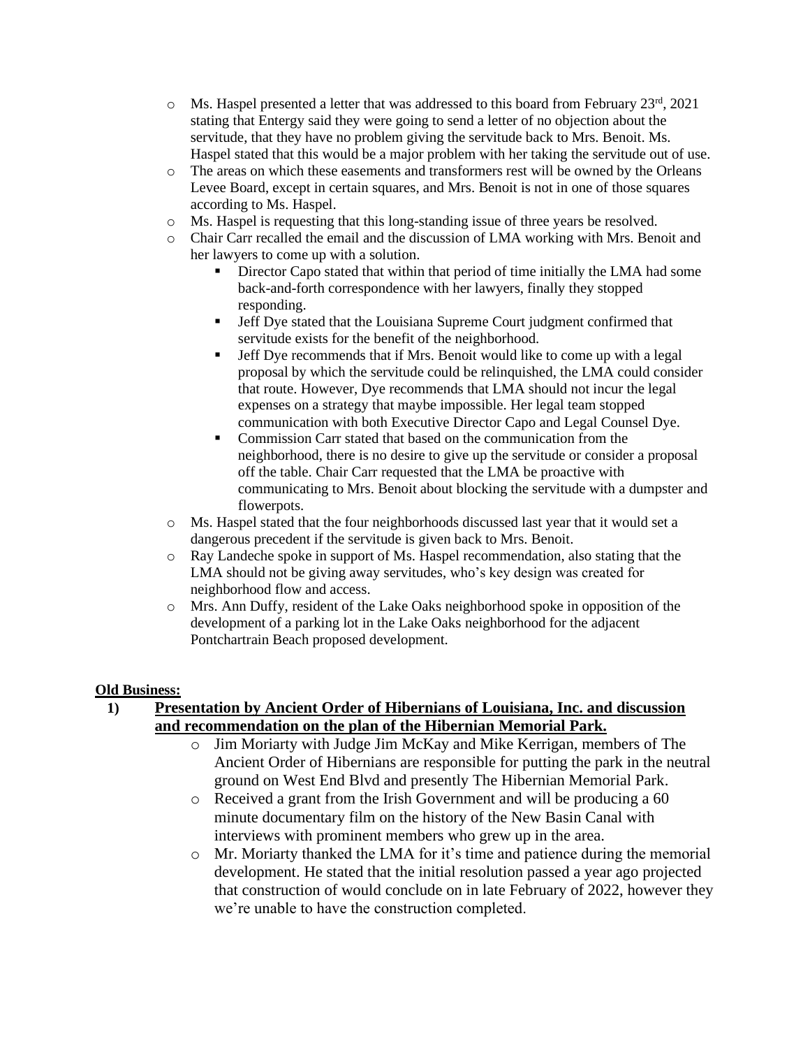- Ms. Haspel presented a letter that was addressed to this board from February 23rd, 2021 stating that Entergy said they were going to send a letter of no objection about the servitude, that they have no problem giving the servitude back to Mrs. Benoit. Ms. Haspel stated that this would be a major problem with her taking the servitude out of use.
- The areas on which these easements and transformers rest will be owned by the Orleans Levee Board, except in certain squares, and Mrs. Benoit is not in one of those squares according to Ms. Haspel.
- Ms. Haspel is requesting that this long-standing issue of three years be resolved.
- Chair Carr recalled the email and the discussion of LMA working with Mrs. Benoit and her lawyers to come up with a solution.
  - Director Capo stated that within that period of time initially the LMA had some back-and-forth correspondence with her lawyers, finally they stopped responding.
  - Jeff Dye stated that the Louisiana Supreme Court judgment confirmed that servitude exists for the benefit of the neighborhood.
  - Jeff Dye recommends that if Mrs. Benoit would like to come up with a legal proposal by which the servitude could be relinquished, the LMA could consider that route. However, Dye recommends that LMA should not incur the legal expenses on a strategy that maybe impossible. Her legal team stopped communication with both Executive Director Capo and Legal Counsel Dye.
  - Commission Carr stated that based on the communication from the neighborhood, there is no desire to give up the servitude or consider a proposal off the table. Chair Carr requested that the LMA be proactive with communicating to Mrs. Benoit about blocking the servitude with a dumpster and flowerpots.
- Ms. Haspel stated that the four neighborhoods discussed last year that it would set a dangerous precedent if the servitude is given back to Mrs. Benoit.
- Ray Landeche spoke in support of Ms. Haspel recommendation, also stating that the LMA should not be giving away servitudes, who's key design was created for neighborhood flow and access.
- Mrs. Ann Duffy, resident of the Lake Oaks neighborhood spoke in opposition of the development of a parking lot in the Lake Oaks neighborhood for the adjacent Pontchartrain Beach proposed development.

**Old Business:**

1) **Presentation by Ancient Order of Hibernians of Louisiana, Inc. and discussion and recommendation on the plan of the Hibernian Memorial Park.**
   - Jim Moriarty with Judge Jim McKay and Mike Kerrigan, members of The Ancient Order of Hibernians are responsible for putting the park in the neutral ground on West End Blvd and presently The Hibernian Memorial Park.
   - Received a grant from the Irish Government and will be producing a 60 minute documentary film on the history of the New Basin Canal with interviews with prominent members who grew up in the area.
   - Mr. Moriarty thanked the LMA for it's time and patience during the memorial development. He stated that the initial resolution passed a year ago projected that construction of would conclude on in late February of 2022, however they we're unable to have the construction completed.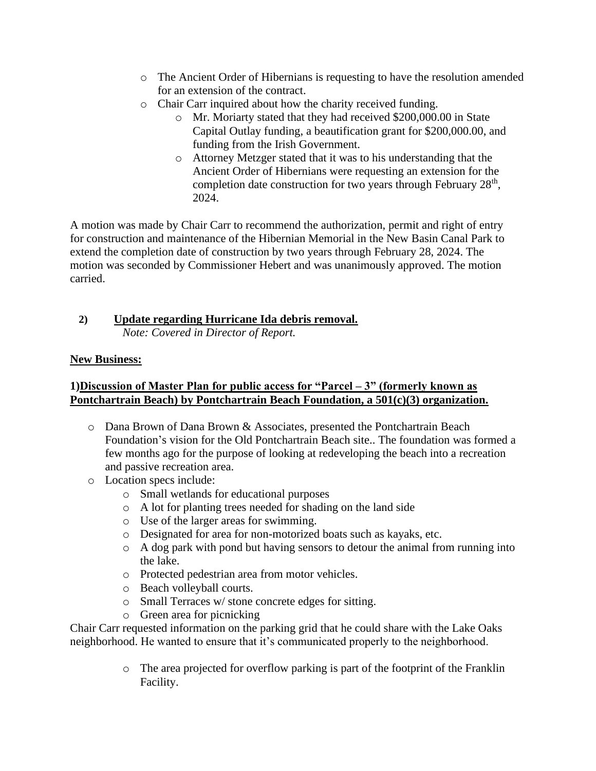- The Ancient Order of Hibernians is requesting to have the resolution amended for an extension of the contract.
- Chair Carr inquired about how the charity received funding.
  - Mr. Moriarty stated that they had received $200,000.00 in State Capital Outlay funding, a beautification grant for $200,000.00, and funding from the Irish Government.
  - Attorney Metzger stated that it was to his understanding that the Ancient Order of Hibernians were requesting an extension for the completion date construction for two years through February 28th, 2024.

A motion was made by Chair Carr to recommend the authorization, permit and right of entry for construction and maintenance of the Hibernian Memorial in the New Basin Canal Park to extend the completion date of construction by two years through February 28, 2024. The motion was seconded by Commissioner Hebert and was unanimously approved. The motion carried.

**2) Update regarding Hurricane Ida debris removal.**
*Note: Covered in Director of Report.*

**New Business:**

**1)Discussion of Master Plan for public access for "Parcel – 3" (formerly known as Pontchartrain Beach) by Pontchartrain Beach Foundation, a 501(c)(3) organization.**

- Dana Brown of Dana Brown & Associates, presented the Pontchartrain Beach Foundation's vision for the Old Pontchartrain Beach site.. The foundation was formed a few months ago for the purpose of looking at redeveloping the beach into a recreation and passive recreation area.
- Location specs include:
  - Small wetlands for educational purposes
  - A lot for planting trees needed for shading on the land side
  - Use of the larger areas for swimming.
  - Designated for area for non-motorized boats such as kayaks, etc.
  - A dog park with pond but having sensors to detour the animal from running into the lake.
  - Protected pedestrian area from motor vehicles.
  - Beach volleyball courts.
  - Small Terraces w/ stone concrete edges for sitting.
  - Green area for picnicking

Chair Carr requested information on the parking grid that he could share with the Lake Oaks neighborhood. He wanted to ensure that it's communicated properly to the neighborhood.

- The area projected for overflow parking is part of the footprint of the Franklin Facility.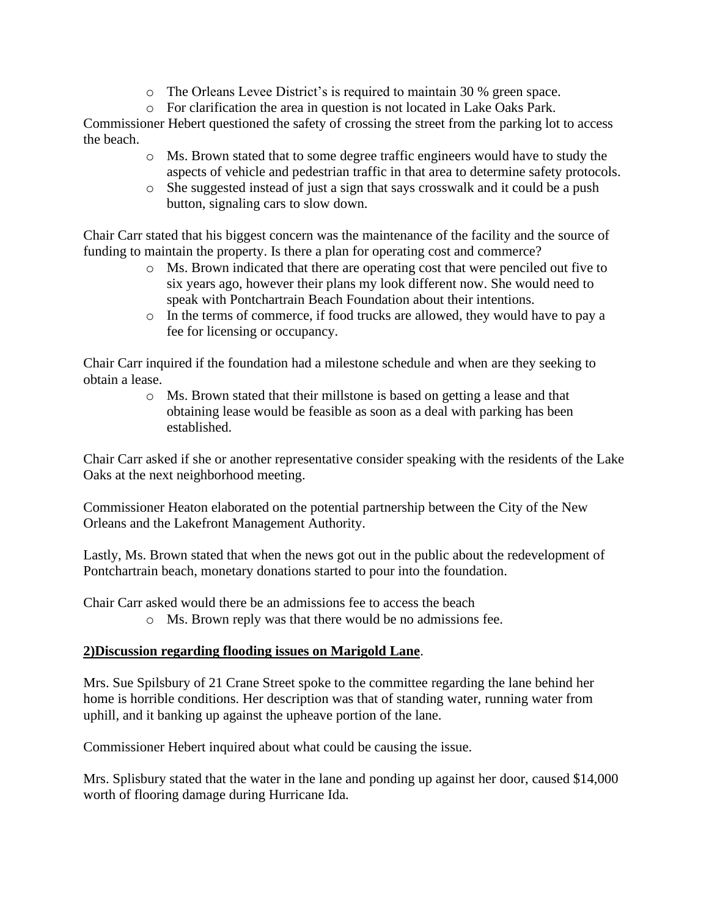- The Orleans Levee District's is required to maintain 30 % green space.
- For clarification the area in question is not located in Lake Oaks Park.

Commissioner Hebert questioned the safety of crossing the street from the parking lot to access the beach.

- Ms. Brown stated that to some degree traffic engineers would have to study the aspects of vehicle and pedestrian traffic in that area to determine safety protocols.
- She suggested instead of just a sign that says crosswalk and it could be a push button, signaling cars to slow down.

Chair Carr stated that his biggest concern was the maintenance of the facility and the source of funding to maintain the property. Is there a plan for operating cost and commerce?

- Ms. Brown indicated that there are operating cost that were penciled out five to six years ago, however their plans my look different now. She would need to speak with Pontchartrain Beach Foundation about their intentions.
- In the terms of commerce, if food trucks are allowed, they would have to pay a fee for licensing or occupancy.

Chair Carr inquired if the foundation had a milestone schedule and when are they seeking to obtain a lease.

- Ms. Brown stated that their millstone is based on getting a lease and that obtaining lease would be feasible as soon as a deal with parking has been established.

Chair Carr asked if she or another representative consider speaking with the residents of the Lake Oaks at the next neighborhood meeting.

Commissioner Heaton elaborated on the potential partnership between the City of the New Orleans and the Lakefront Management Authority.

Lastly, Ms. Brown stated that when the news got out in the public about the redevelopment of Pontchartrain beach, monetary donations started to pour into the foundation.

Chair Carr asked would there be an admissions fee to access the beach

- Ms. Brown reply was that there would be no admissions fee.

**2)Discussion regarding flooding issues on Marigold Lane**.

Mrs. Sue Spilsbury of 21 Crane Street spoke to the committee regarding the lane behind her home is horrible conditions. Her description was that of standing water, running water from uphill, and it banking up against the upheave portion of the lane.

Commissioner Hebert inquired about what could be causing the issue.

Mrs. Splisbury stated that the water in the lane and ponding up against her door, caused $14,000 worth of flooring damage during Hurricane Ida.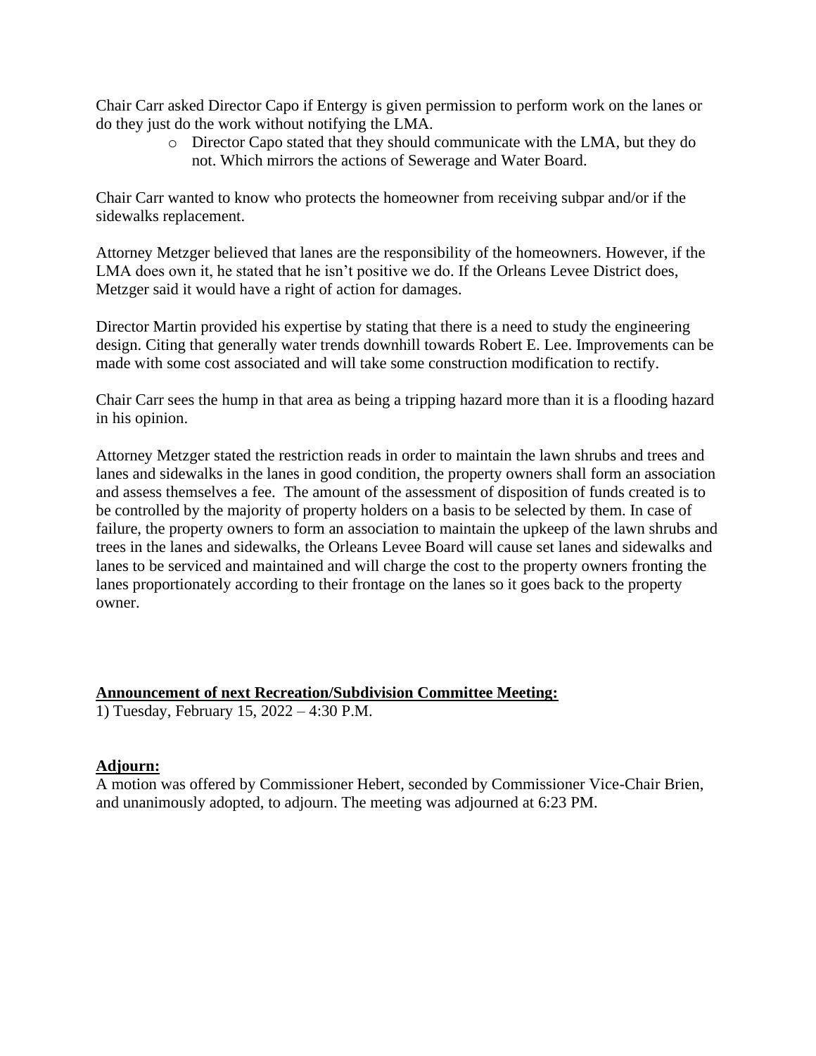Chair Carr asked Director Capo if Entergy is given permission to perform work on the lanes or do they just do the work without notifying the LMA.

- Director Capo stated that they should communicate with the LMA, but they do not. Which mirrors the actions of Sewerage and Water Board.

Chair Carr wanted to know who protects the homeowner from receiving subpar and/or if the sidewalks replacement.

Attorney Metzger believed that lanes are the responsibility of the homeowners. However, if the LMA does own it, he stated that he isn't positive we do. If the Orleans Levee District does, Metzger said it would have a right of action for damages.

Director Martin provided his expertise by stating that there is a need to study the engineering design. Citing that generally water trends downhill towards Robert E. Lee. Improvements can be made with some cost associated and will take some construction modification to rectify.

Chair Carr sees the hump in that area as being a tripping hazard more than it is a flooding hazard in his opinion.

Attorney Metzger stated the restriction reads in order to maintain the lawn shrubs and trees and lanes and sidewalks in the lanes in good condition, the property owners shall form an association and assess themselves a fee. The amount of the assessment of disposition of funds created is to be controlled by the majority of property holders on a basis to be selected by them. In case of failure, the property owners to form an association to maintain the upkeep of the lawn shrubs and trees in the lanes and sidewalks, the Orleans Levee Board will cause set lanes and sidewalks and lanes to be serviced and maintained and will charge the cost to the property owners fronting the lanes proportionately according to their frontage on the lanes so it goes back to the property owner.

**Announcement of next Recreation/Subdivision Committee Meeting:**

1) Tuesday, February 15, 2022 – 4:30 P.M.

**Adjourn:**

A motion was offered by Commissioner Hebert, seconded by Commissioner Vice-Chair Brien, and unanimously adopted, to adjourn. The meeting was adjourned at 6:23 PM.